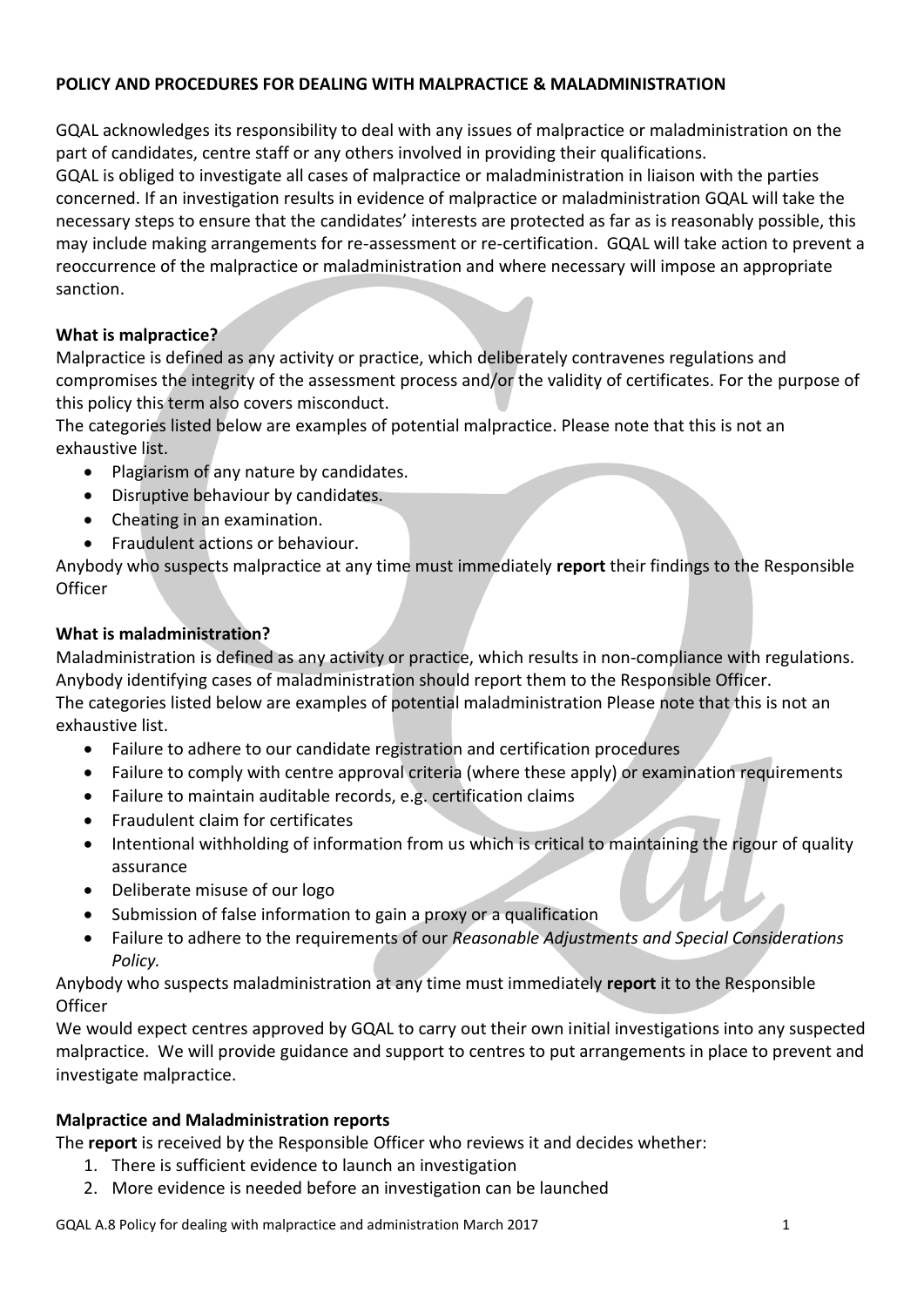**POLICY AND PROCEDURES FOR DEALING WITH MALPRACTICE & MALADMINISTRATION**

GQAL acknowledges its responsibility to deal with any issues of malpractice or maladministration on the part of candidates, centre staff or any others involved in providing their qualifications.
GQAL is obliged to investigate all cases of malpractice or maladministration in liaison with the parties concerned. If an investigation results in evidence of malpractice or maladministration GQAL will take the necessary steps to ensure that the candidates' interests are protected as far as is reasonably possible, this may include making arrangements for re-assessment or re-certification. GQAL will take action to prevent a reoccurrence of the malpractice or maladministration and where necessary will impose an appropriate sanction.

**What is malpractice?**

Malpractice is defined as any activity or practice, which deliberately contravenes regulations and compromises the integrity of the assessment process and/or the validity of certificates. For the purpose of this policy this term also covers misconduct.
The categories listed below are examples of potential malpractice. Please note that this is not an exhaustive list.

- Plagiarism of any nature by candidates.
- Disruptive behaviour by candidates.
- Cheating in an examination.
- Fraudulent actions or behaviour.

Anybody who suspects malpractice at any time must immediately **report** their findings to the Responsible Officer

**What is maladministration?**

Maladministration is defined as any activity or practice, which results in non-compliance with regulations. Anybody identifying cases of maladministration should report them to the Responsible Officer.
The categories listed below are examples of potential maladministration Please note that this is not an exhaustive list.

- Failure to adhere to our candidate registration and certification procedures
- Failure to comply with centre approval criteria (where these apply) or examination requirements
- Failure to maintain auditable records, e.g. certification claims
- Fraudulent claim for certificates
- Intentional withholding of information from us which is critical to maintaining the rigour of quality assurance
- Deliberate misuse of our logo
- Submission of false information to gain a proxy or a qualification
- Failure to adhere to the requirements of our *Reasonable Adjustments and Special Considerations Policy.*

Anybody who suspects maladministration at any time must immediately **report** it to the Responsible Officer
We would expect centres approved by GQAL to carry out their own initial investigations into any suspected malpractice. We will provide guidance and support to centres to put arrangements in place to prevent and investigate malpractice.

**Malpractice and Maladministration reports**

The **report** is received by the Responsible Officer who reviews it and decides whether:

1. There is sufficient evidence to launch an investigation
2. More evidence is needed before an investigation can be launched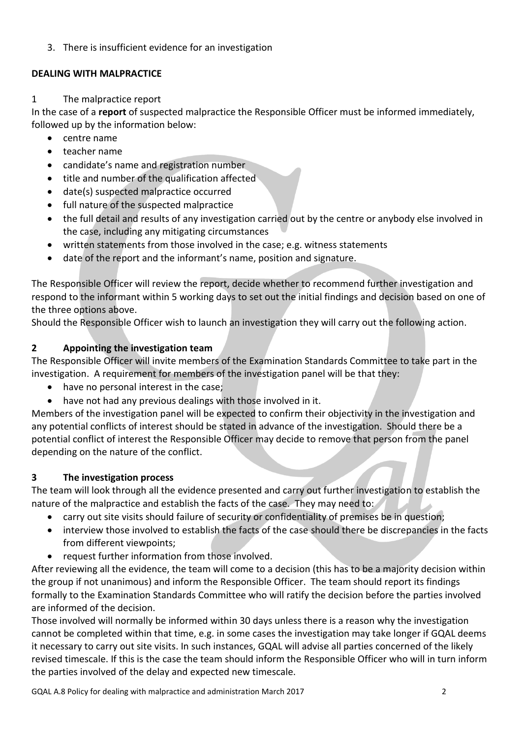3. There is insufficient evidence for an investigation

**DEALING WITH MALPRACTICE**

1 The malpractice report

In the case of a **report** of suspected malpractice the Responsible Officer must be informed immediately, followed up by the information below:

- centre name
- teacher name
- candidate's name and registration number
- title and number of the qualification affected
- date(s) suspected malpractice occurred
- full nature of the suspected malpractice
- the full detail and results of any investigation carried out by the centre or anybody else involved in the case, including any mitigating circumstances
- written statements from those involved in the case; e.g. witness statements
- date of the report and the informant's name, position and signature.

The Responsible Officer will review the report, decide whether to recommend further investigation and respond to the informant within 5 working days to set out the initial findings and decision based on one of the three options above.

Should the Responsible Officer wish to launch an investigation they will carry out the following action.

**2 Appointing the investigation team**

The Responsible Officer will invite members of the Examination Standards Committee to take part in the investigation. A requirement for members of the investigation panel will be that they:

- have no personal interest in the case;
- have not had any previous dealings with those involved in it.

Members of the investigation panel will be expected to confirm their objectivity in the investigation and any potential conflicts of interest should be stated in advance of the investigation. Should there be a potential conflict of interest the Responsible Officer may decide to remove that person from the panel depending on the nature of the conflict.

**3 The investigation process**

The team will look through all the evidence presented and carry out further investigation to establish the nature of the malpractice and establish the facts of the case. They may need to:

- carry out site visits should failure of security or confidentiality of premises be in question;
- interview those involved to establish the facts of the case should there be discrepancies in the facts from different viewpoints;
- request further information from those involved.

After reviewing all the evidence, the team will come to a decision (this has to be a majority decision within the group if not unanimous) and inform the Responsible Officer. The team should report its findings formally to the Examination Standards Committee who will ratify the decision before the parties involved are informed of the decision.

Those involved will normally be informed within 30 days unless there is a reason why the investigation cannot be completed within that time, e.g. in some cases the investigation may take longer if GQAL deems it necessary to carry out site visits. In such instances, GQAL will advise all parties concerned of the likely revised timescale. If this is the case the team should inform the Responsible Officer who will in turn inform the parties involved of the delay and expected new timescale.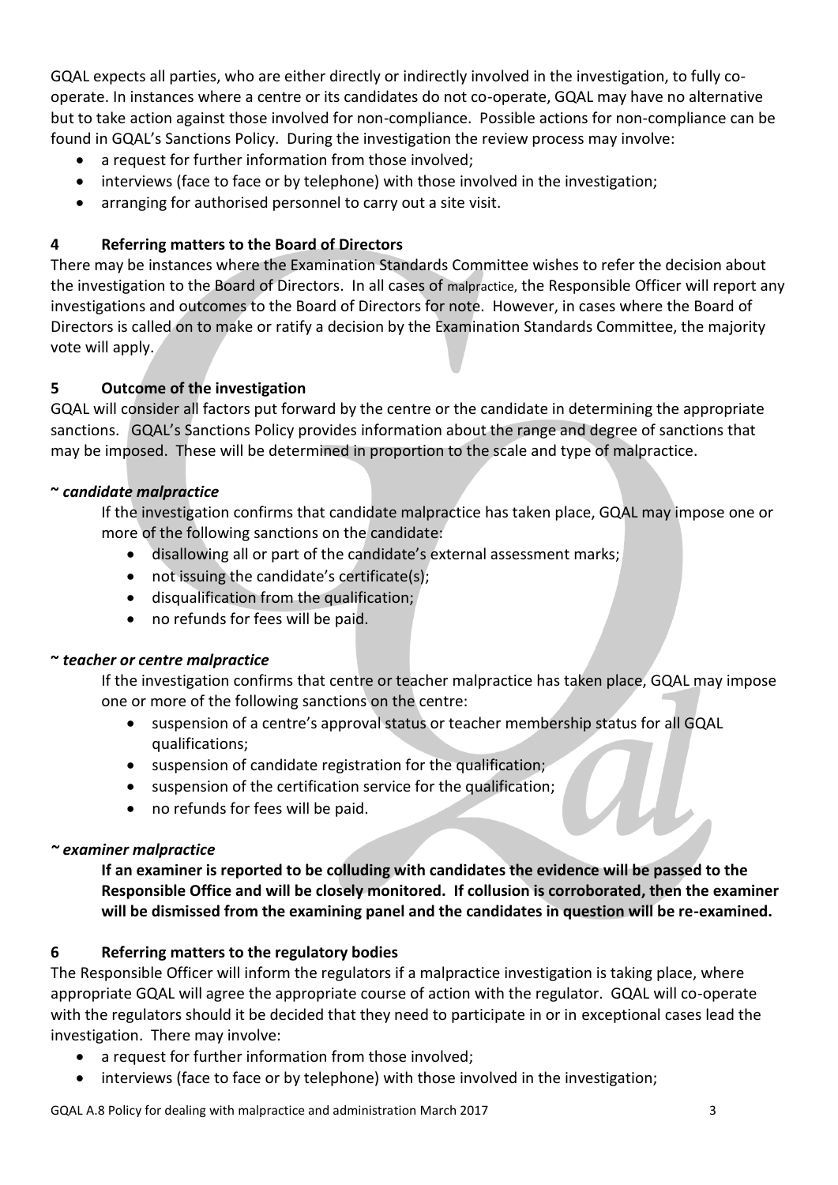GQAL expects all parties, who are either directly or indirectly involved in the investigation, to fully co-operate. In instances where a centre or its candidates do not co-operate, GQAL may have no alternative but to take action against those involved for non-compliance. Possible actions for non-compliance can be found in GQAL's Sanctions Policy. During the investigation the review process may involve:

- a request for further information from those involved;
- interviews (face to face or by telephone) with those involved in the investigation;
- arranging for authorised personnel to carry out a site visit.

## 4 Referring matters to the Board of Directors

There may be instances where the Examination Standards Committee wishes to refer the decision about the investigation to the Board of Directors. In all cases of malpractice, the Responsible Officer will report any investigations and outcomes to the Board of Directors for note. However, in cases where the Board of Directors is called on to make or ratify a decision by the Examination Standards Committee, the majority vote will apply.

## 5 Outcome of the investigation

GQAL will consider all factors put forward by the centre or the candidate in determining the appropriate sanctions. GQAL's Sanctions Policy provides information about the range and degree of sanctions that may be imposed. These will be determined in proportion to the scale and type of malpractice.

**~ *candidate malpractice***

If the investigation confirms that candidate malpractice has taken place, GQAL may impose one or more of the following sanctions on the candidate:

- disallowing all or part of the candidate's external assessment marks;
- not issuing the candidate's certificate(s);
- disqualification from the qualification;
- no refunds for fees will be paid.

**~ *teacher or centre malpractice***

If the investigation confirms that centre or teacher malpractice has taken place, GQAL may impose one or more of the following sanctions on the centre:

- suspension of a centre's approval status or teacher membership status for all GQAL qualifications;
- suspension of candidate registration for the qualification;
- suspension of the certification service for the qualification;
- no refunds for fees will be paid.

***~ examiner malpractice***

**If an examiner is reported to be colluding with candidates the evidence will be passed to the Responsible Office and will be closely monitored. If collusion is corroborated, then the examiner will be dismissed from the examining panel and the candidates in question will be re-examined.**

## 6 Referring matters to the regulatory bodies

The Responsible Officer will inform the regulators if a malpractice investigation is taking place, where appropriate GQAL will agree the appropriate course of action with the regulator. GQAL will co-operate with the regulators should it be decided that they need to participate in or in exceptional cases lead the investigation. There may involve:

- a request for further information from those involved;
- interviews (face to face or by telephone) with those involved in the investigation;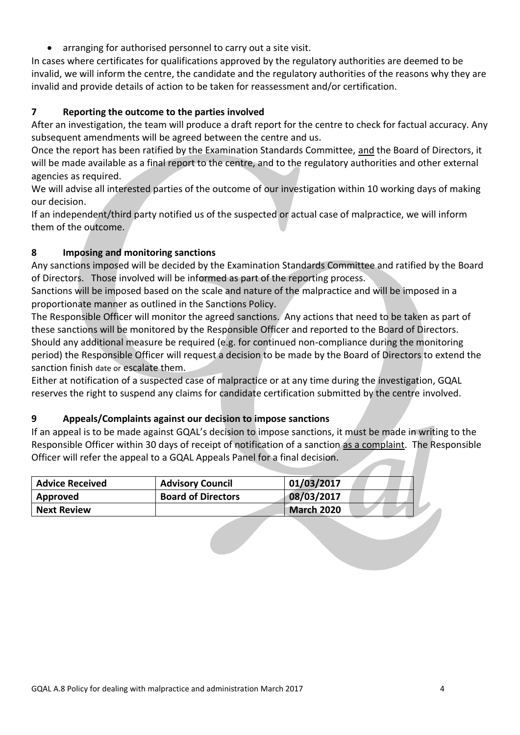- arranging for authorised personnel to carry out a site visit.

In cases where certificates for qualifications approved by the regulatory authorities are deemed to be invalid, we will inform the centre, the candidate and the regulatory authorities of the reasons why they are invalid and provide details of action to be taken for reassessment and/or certification.

## 7 Reporting the outcome to the parties involved

After an investigation, the team will produce a draft report for the centre to check for factual accuracy. Any subsequent amendments will be agreed between the centre and us.

Once the report has been ratified by the Examination Standards Committee, and the Board of Directors, it will be made available as a final report to the centre, and to the regulatory authorities and other external agencies as required.

We will advise all interested parties of the outcome of our investigation within 10 working days of making our decision.

If an independent/third party notified us of the suspected or actual case of malpractice, we will inform them of the outcome.

## 8 Imposing and monitoring sanctions

Any sanctions imposed will be decided by the Examination Standards Committee and ratified by the Board of Directors. Those involved will be informed as part of the reporting process.

Sanctions will be imposed based on the scale and nature of the malpractice and will be imposed in a proportionate manner as outlined in the Sanctions Policy.

The Responsible Officer will monitor the agreed sanctions. Any actions that need to be taken as part of these sanctions will be monitored by the Responsible Officer and reported to the Board of Directors.

Should any additional measure be required (e.g. for continued non-compliance during the monitoring period) the Responsible Officer will request a decision to be made by the Board of Directors to extend the sanction finish date or escalate them.

Either at notification of a suspected case of malpractice or at any time during the investigation, GQAL reserves the right to suspend any claims for candidate certification submitted by the centre involved.

## 9 Appeals/Complaints against our decision to impose sanctions

If an appeal is to be made against GQAL's decision to impose sanctions, it must be made in writing to the Responsible Officer within 30 days of receipt of notification of a sanction as a complaint. The Responsible Officer will refer the appeal to a GQAL Appeals Panel for a final decision.

| | | |
|---|---|---|
| **Advice Received** | **Advisory Council** | **01/03/2017** |
| **Approved** | **Board of Directors** | **08/03/2017** |
| **Next Review** | | **March 2020** |